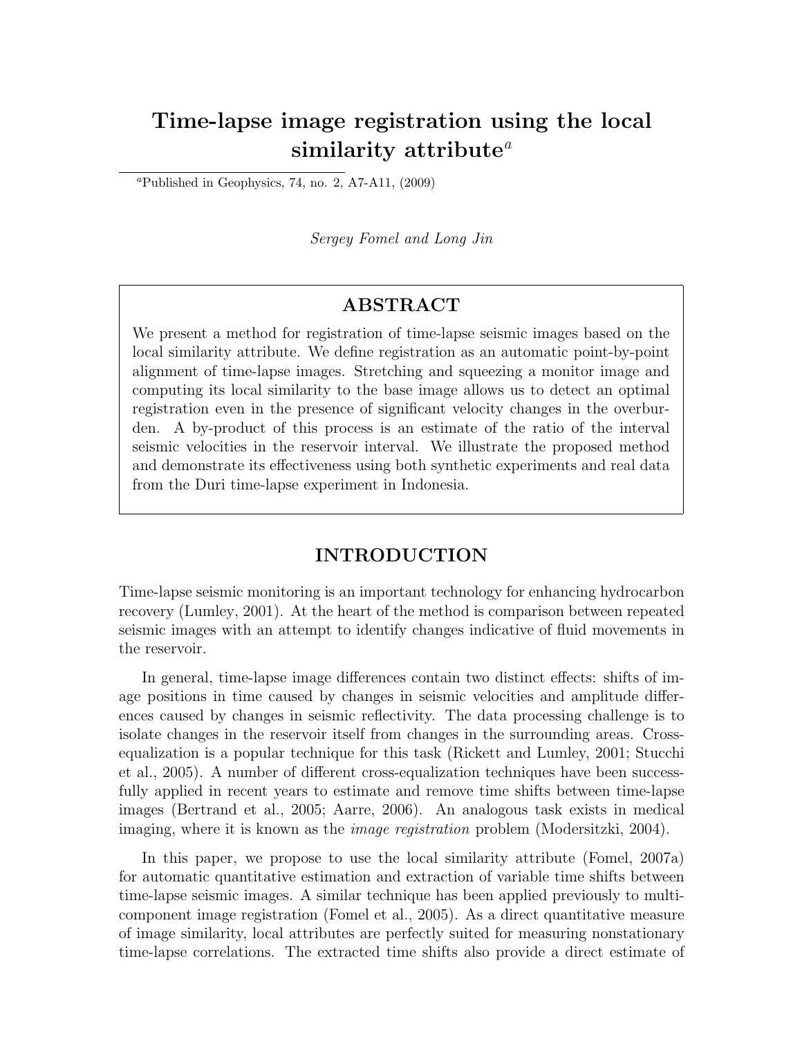# Time-lapse image registration using the local similarity attribute[a]

[a]Published in Geophysics, 74, no. 2, A7-A11, (2009)

*Sergey Fomel and Long Jin*

## ABSTRACT

We present a method for registration of time-lapse seismic images based on the local similarity attribute. We define registration as an automatic point-by-point alignment of time-lapse images. Stretching and squeezing a monitor image and computing its local similarity to the base image allows us to detect an optimal registration even in the presence of significant velocity changes in the overburden. A by-product of this process is an estimate of the ratio of the interval seismic velocities in the reservoir interval. We illustrate the proposed method and demonstrate its effectiveness using both synthetic experiments and real data from the Duri time-lapse experiment in Indonesia.

## INTRODUCTION

Time-lapse seismic monitoring is an important technology for enhancing hydrocarbon recovery (Lumley, 2001). At the heart of the method is comparison between repeated seismic images with an attempt to identify changes indicative of fluid movements in the reservoir.

In general, time-lapse image differences contain two distinct effects: shifts of image positions in time caused by changes in seismic velocities and amplitude differences caused by changes in seismic reflectivity. The data processing challenge is to isolate changes in the reservoir itself from changes in the surrounding areas. Cross-equalization is a popular technique for this task (Rickett and Lumley, 2001; Stucchi et al., 2005). A number of different cross-equalization techniques have been successfully applied in recent years to estimate and remove time shifts between time-lapse images (Bertrand et al., 2005; Aarre, 2006). An analogous task exists in medical imaging, where it is known as the *image registration* problem (Modersitzki, 2004).

In this paper, we propose to use the local similarity attribute (Fomel, 2007a) for automatic quantitative estimation and extraction of variable time shifts between time-lapse seismic images. A similar technique has been applied previously to multi-component image registration (Fomel et al., 2005). As a direct quantitative measure of image similarity, local attributes are perfectly suited for measuring nonstationary time-lapse correlations. The extracted time shifts also provide a direct estimate of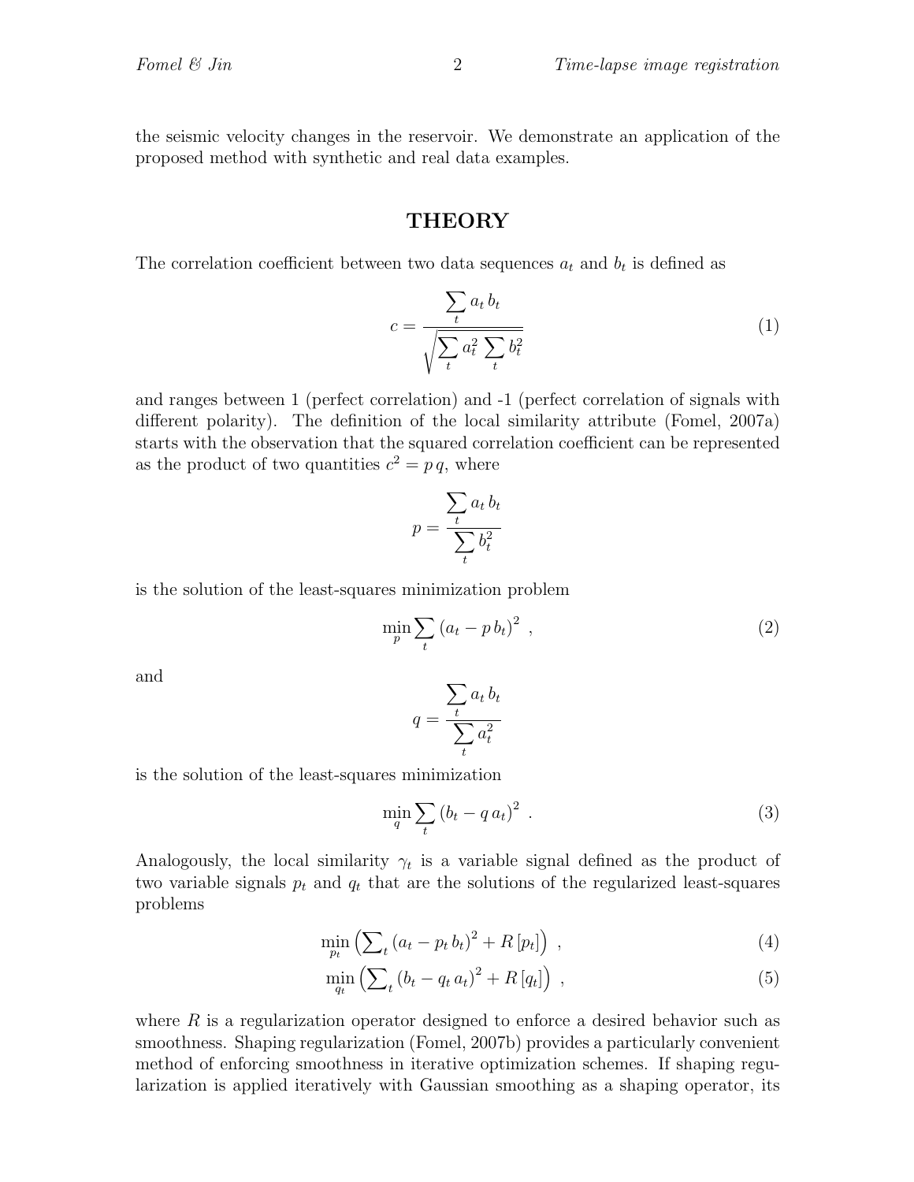the seismic velocity changes in the reservoir. We demonstrate an application of the proposed method with synthetic and real data examples.

## THEORY

The correlation coefficient between two data sequences $a_t$ and $b_t$ is defined as

$$c = \frac{\sum\limits_t a_t\, b_t}{\sqrt{\sum\limits_t a_t^2\, \sum\limits_t b_t^2}} \tag{1}$$

and ranges between 1 (perfect correlation) and -1 (perfect correlation of signals with different polarity). The definition of the local similarity attribute (Fomel, 2007a) starts with the observation that the squared correlation coefficient can be represented as the product of two quantities $c^2 = p\, q$, where

$$p = \frac{\sum\limits_t a_t\, b_t}{\sum\limits_t b_t^2}$$

is the solution of the least-squares minimization problem

$$\min_p \sum_t \left(a_t - p\, b_t\right)^2 \ , \tag{2}$$

and

$$q = \frac{\sum\limits_t a_t\, b_t}{\sum\limits_t a_t^2}$$

is the solution of the least-squares minimization

$$\min_q \sum_t \left(b_t - q\, a_t\right)^2 \ . \tag{3}$$

Analogously, the local similarity $\gamma_t$ is a variable signal defined as the product of two variable signals $p_t$ and $q_t$ that are the solutions of the regularized least-squares problems

$$\min_{p_t} \left(\sum\nolimits_t \left(a_t - p_t\, b_t\right)^2 + R\left[p_t\right]\right) \ , \tag{4}$$

$$\min_{q_t} \left(\sum\nolimits_t \left(b_t - q_t\, a_t\right)^2 + R\left[q_t\right]\right) \ , \tag{5}$$

where $R$ is a regularization operator designed to enforce a desired behavior such as smoothness. Shaping regularization (Fomel, 2007b) provides a particularly convenient method of enforcing smoothness in iterative optimization schemes. If shaping regularization is applied iteratively with Gaussian smoothing as a shaping operator, its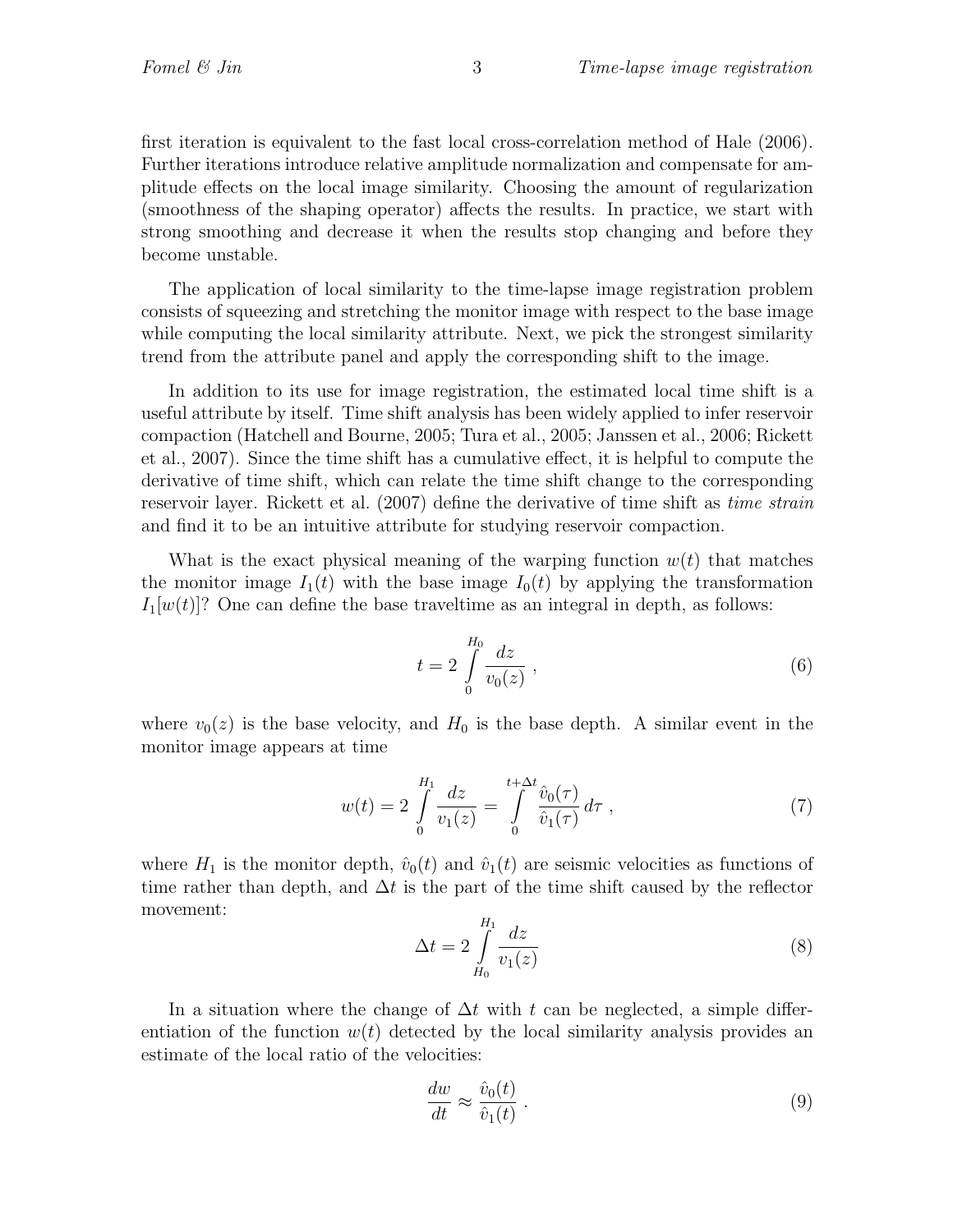first iteration is equivalent to the fast local cross-correlation method of Hale (2006). Further iterations introduce relative amplitude normalization and compensate for amplitude effects on the local image similarity. Choosing the amount of regularization (smoothness of the shaping operator) affects the results. In practice, we start with strong smoothing and decrease it when the results stop changing and before they become unstable.

The application of local similarity to the time-lapse image registration problem consists of squeezing and stretching the monitor image with respect to the base image while computing the local similarity attribute. Next, we pick the strongest similarity trend from the attribute panel and apply the corresponding shift to the image.

In addition to its use for image registration, the estimated local time shift is a useful attribute by itself. Time shift analysis has been widely applied to infer reservoir compaction (Hatchell and Bourne, 2005; Tura et al., 2005; Janssen et al., 2006; Rickett et al., 2007). Since the time shift has a cumulative effect, it is helpful to compute the derivative of time shift, which can relate the time shift change to the corresponding reservoir layer. Rickett et al. (2007) define the derivative of time shift as *time strain* and find it to be an intuitive attribute for studying reservoir compaction.

What is the exact physical meaning of the warping function $w(t)$ that matches the monitor image $I_1(t)$ with the base image $I_0(t)$ by applying the transformation $I_1[w(t)]$? One can define the base traveltime as an integral in depth, as follows:

$$t = 2 \int\limits_0^{H_0} \frac{dz}{v_0(z)} \ , \tag{6}$$

where $v_0(z)$ is the base velocity, and $H_0$ is the base depth. A similar event in the monitor image appears at time

$$w(t) = 2 \int\limits_0^{H_1} \frac{dz}{v_1(z)} = \int\limits_0^{t+\Delta t} \frac{\hat{v}_0(\tau)}{\hat{v}_1(\tau)} \, d\tau \ , \tag{7}$$

where $H_1$ is the monitor depth, $\hat{v}_0(t)$ and $\hat{v}_1(t)$ are seismic velocities as functions of time rather than depth, and $\Delta t$ is the part of the time shift caused by the reflector movement:

$$\Delta t = 2 \int\limits_{H_0}^{H_1} \frac{dz}{v_1(z)} \tag{8}$$

In a situation where the change of $\Delta t$ with $t$ can be neglected, a simple differentiation of the function $w(t)$ detected by the local similarity analysis provides an estimate of the local ratio of the velocities:

$$\frac{dw}{dt} \approx \frac{\hat{v}_0(t)}{\hat{v}_1(t)} \ . \tag{9}$$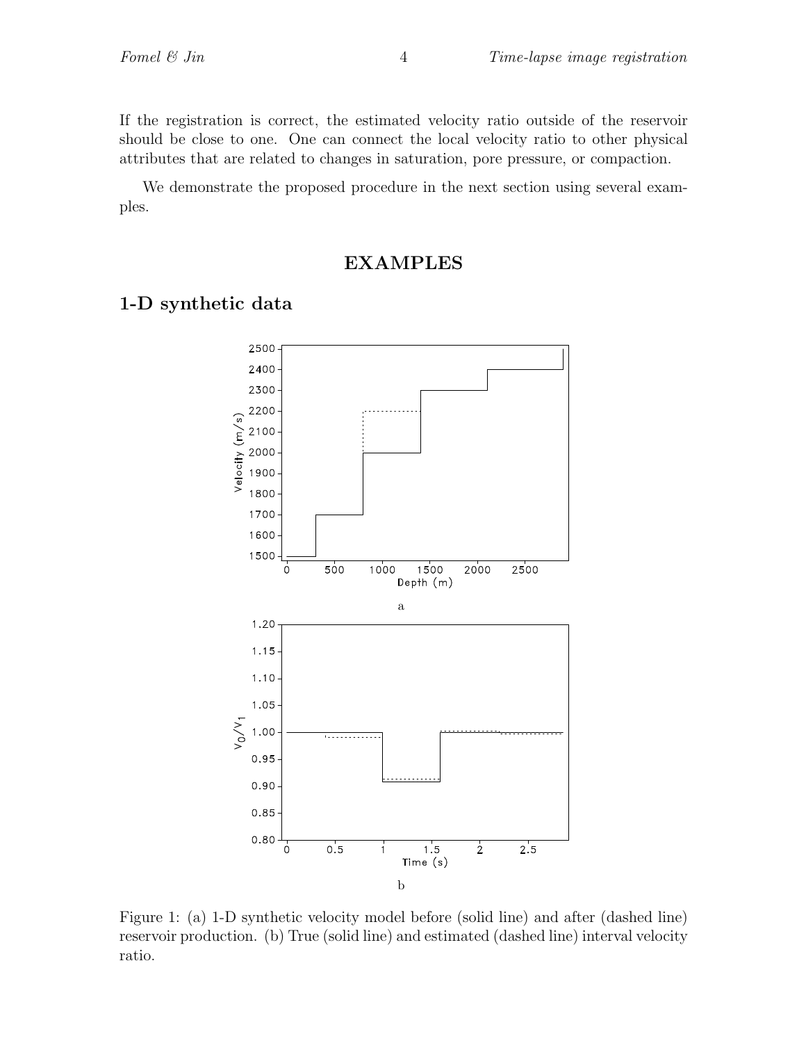If the registration is correct, the estimated velocity ratio outside of the reservoir should be close to one. One can connect the local velocity ratio to other physical attributes that are related to changes in saturation, pore pressure, or compaction.

We demonstrate the proposed procedure in the next section using several examples.

# EXAMPLES

## 1-D synthetic data

Figure 1: (a) 1-D synthetic velocity model before (solid line) and after (dashed line) reservoir production. (b) True (solid line) and estimated (dashed line) interval velocity ratio.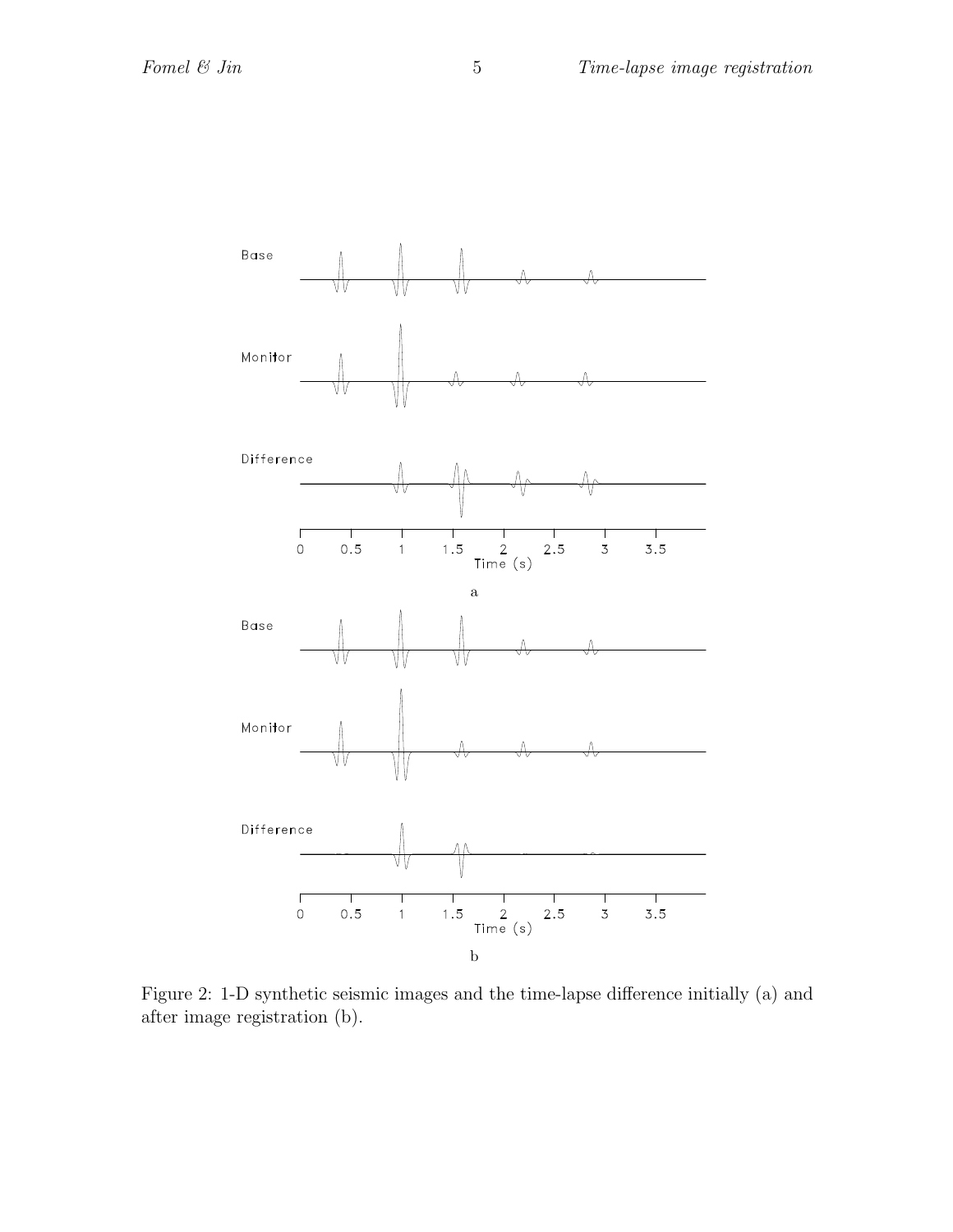Figure 2: 1-D synthetic seismic images and the time-lapse difference initially (a) and after image registration (b).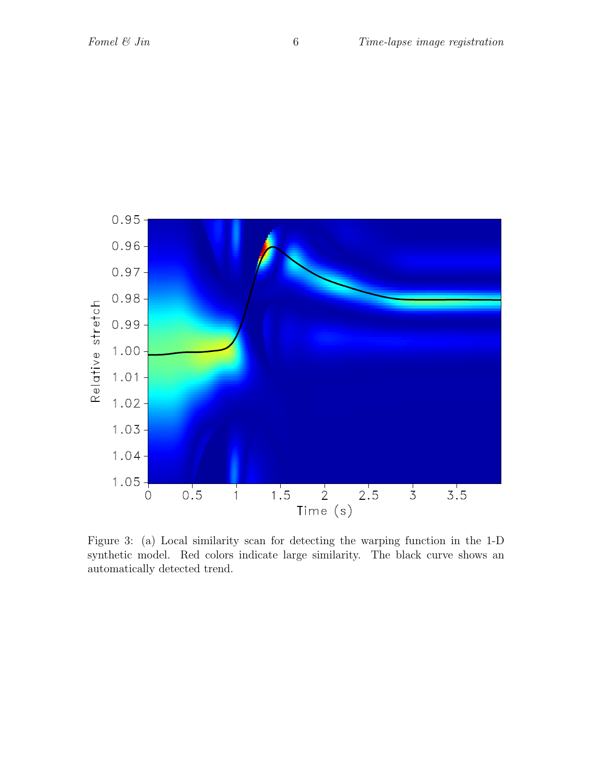Figure 3: (a) Local similarity scan for detecting the warping function in the 1-D synthetic model. Red colors indicate large similarity. The black curve shows an automatically detected trend.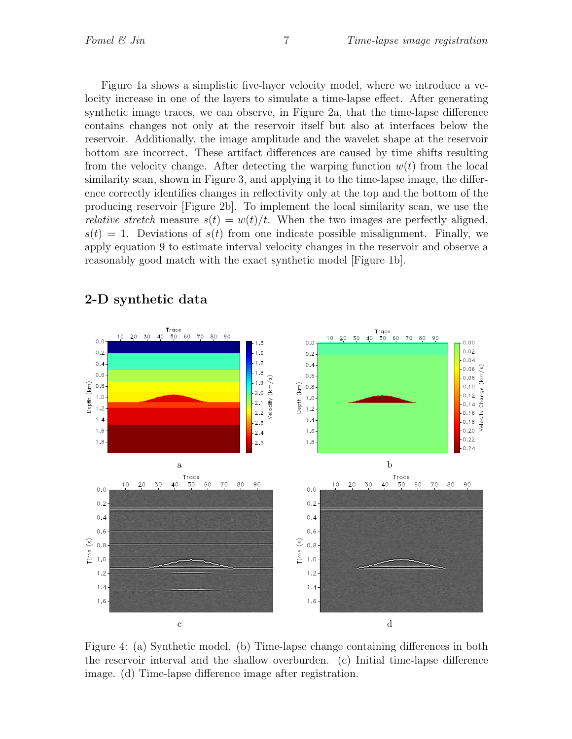Figure 1a shows a simplistic five-layer velocity model, where we introduce a velocity increase in one of the layers to simulate a time-lapse effect. After generating synthetic image traces, we can observe, in Figure 2a, that the time-lapse difference contains changes not only at the reservoir itself but also at interfaces below the reservoir. Additionally, the image amplitude and the wavelet shape at the reservoir bottom are incorrect. These artifact differences are caused by time shifts resulting from the velocity change. After detecting the warping function $w(t)$ from the local similarity scan, shown in Figure 3, and applying it to the time-lapse image, the difference correctly identifies changes in reflectivity only at the top and the bottom of the producing reservoir [Figure 2b]. To implement the local similarity scan, we use the *relative stretch* measure $s(t) = w(t)/t$. When the two images are perfectly aligned, $s(t) = 1$. Deviations of $s(t)$ from one indicate possible misalignment. Finally, we apply equation 9 to estimate interval velocity changes in the reservoir and observe a reasonably good match with the exact synthetic model [Figure 1b].

## 2-D synthetic data

Figure 4: (a) Synthetic model. (b) Time-lapse change containing differences in both the reservoir interval and the shallow overburden. (c) Initial time-lapse difference image. (d) Time-lapse difference image after registration.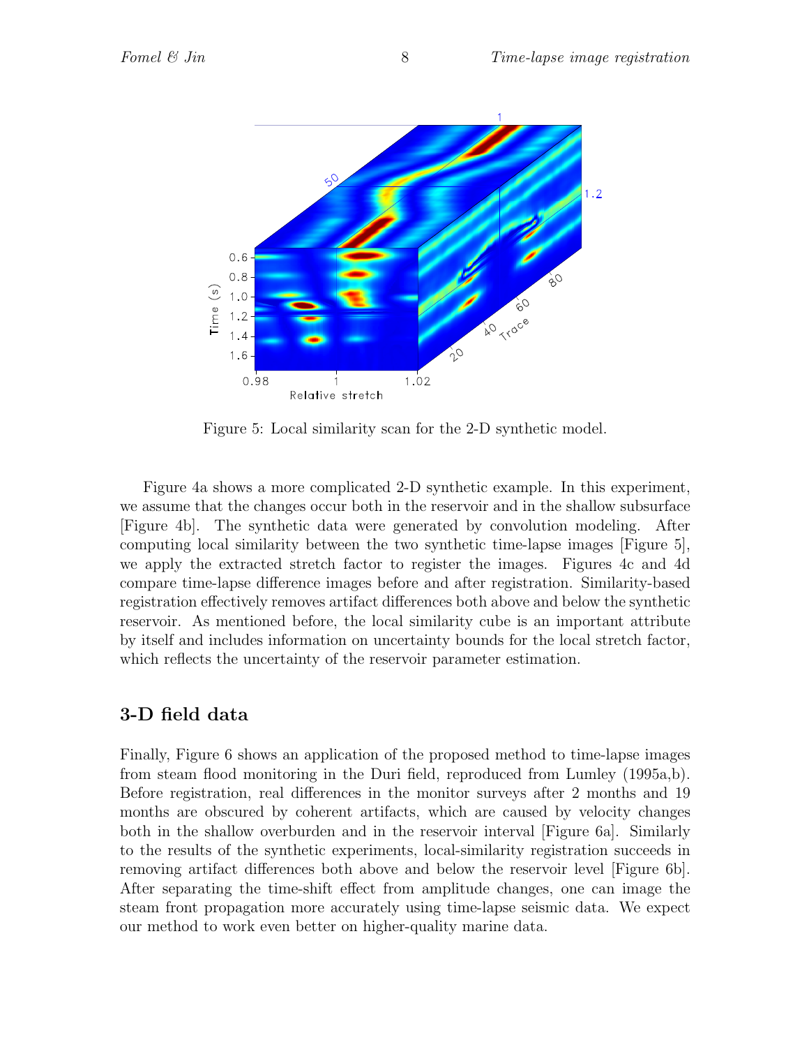Figure 5: Local similarity scan for the 2-D synthetic model.

Figure 4a shows a more complicated 2-D synthetic example. In this experiment, we assume that the changes occur both in the reservoir and in the shallow subsurface [Figure 4b]. The synthetic data were generated by convolution modeling. After computing local similarity between the two synthetic time-lapse images [Figure 5], we apply the extracted stretch factor to register the images. Figures 4c and 4d compare time-lapse difference images before and after registration. Similarity-based registration effectively removes artifact differences both above and below the synthetic reservoir. As mentioned before, the local similarity cube is an important attribute by itself and includes information on uncertainty bounds for the local stretch factor, which reflects the uncertainty of the reservoir parameter estimation.

## 3-D field data

Finally, Figure 6 shows an application of the proposed method to time-lapse images from steam flood monitoring in the Duri field, reproduced from Lumley (1995a,b). Before registration, real differences in the monitor surveys after 2 months and 19 months are obscured by coherent artifacts, which are caused by velocity changes both in the shallow overburden and in the reservoir interval [Figure 6a]. Similarly to the results of the synthetic experiments, local-similarity registration succeeds in removing artifact differences both above and below the reservoir level [Figure 6b]. After separating the time-shift effect from amplitude changes, one can image the steam front propagation more accurately using time-lapse seismic data. We expect our method to work even better on higher-quality marine data.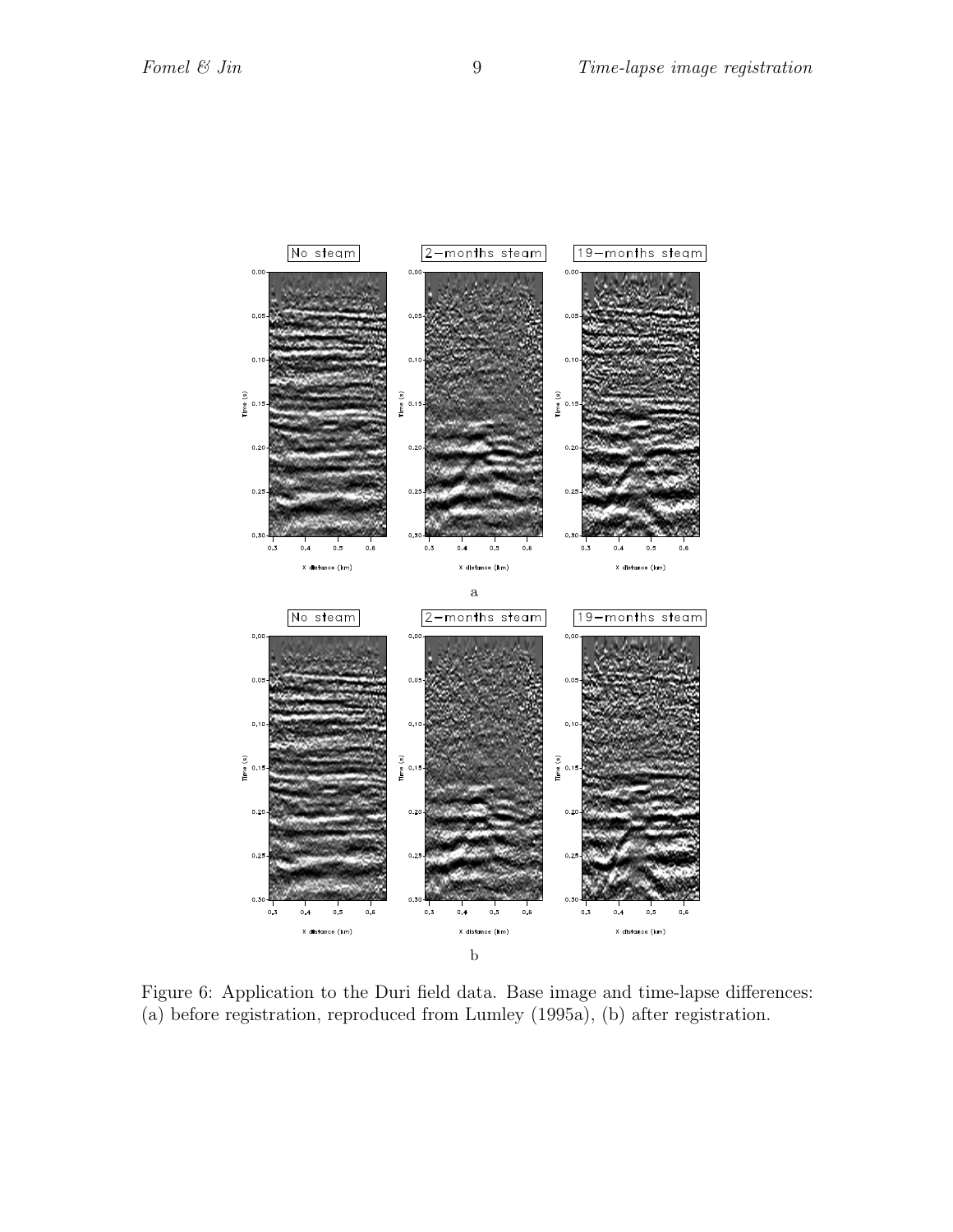Figure 6: Application to the Duri field data. Base image and time-lapse differences: (a) before registration, reproduced from Lumley (1995a), (b) after registration.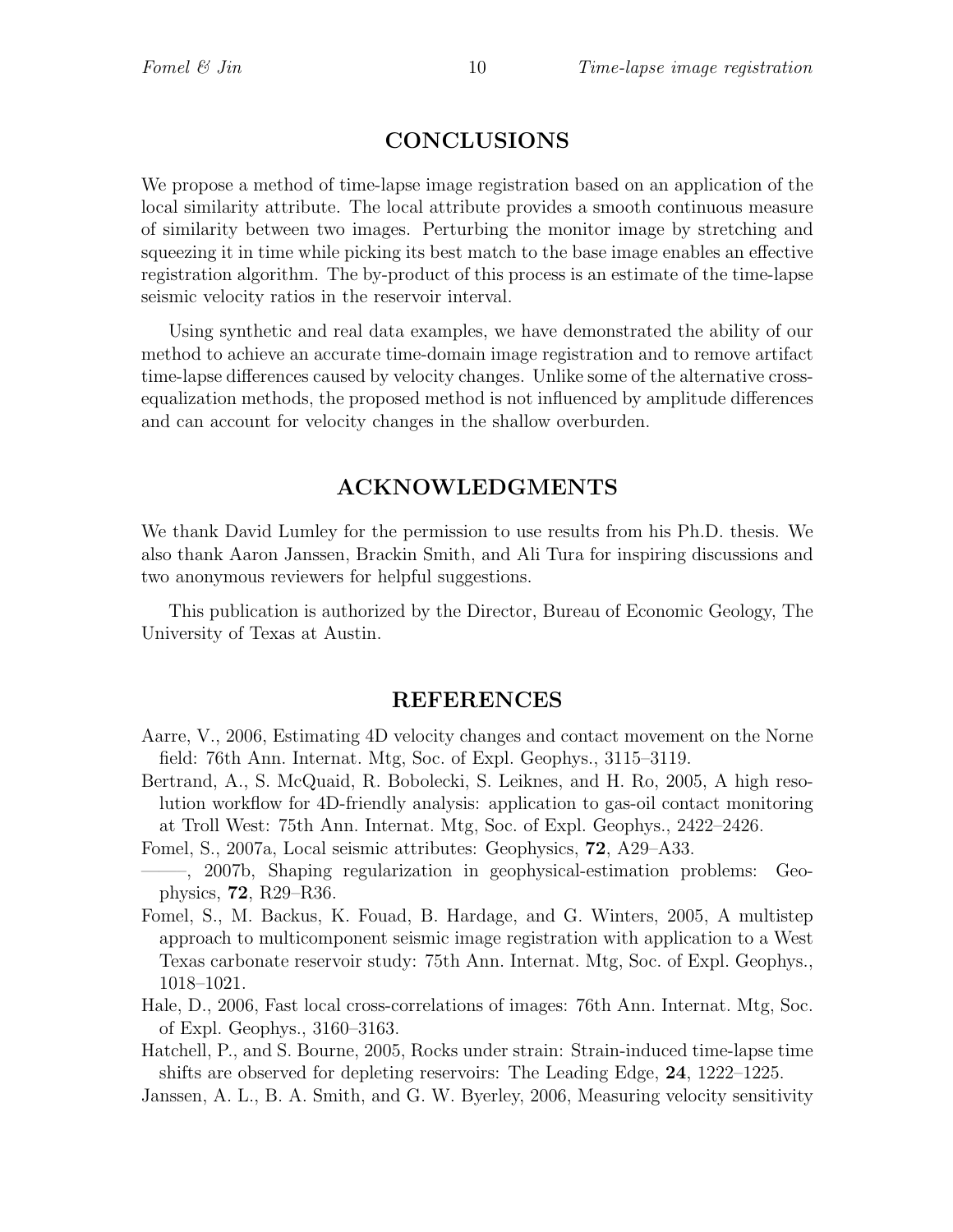## CONCLUSIONS

We propose a method of time-lapse image registration based on an application of the local similarity attribute. The local attribute provides a smooth continuous measure of similarity between two images. Perturbing the monitor image by stretching and squeezing it in time while picking its best match to the base image enables an effective registration algorithm. The by-product of this process is an estimate of the time-lapse seismic velocity ratios in the reservoir interval.

Using synthetic and real data examples, we have demonstrated the ability of our method to achieve an accurate time-domain image registration and to remove artifact time-lapse differences caused by velocity changes. Unlike some of the alternative cross-equalization methods, the proposed method is not influenced by amplitude differences and can account for velocity changes in the shallow overburden.

## ACKNOWLEDGMENTS

We thank David Lumley for the permission to use results from his Ph.D. thesis. We also thank Aaron Janssen, Brackin Smith, and Ali Tura for inspiring discussions and two anonymous reviewers for helpful suggestions.

This publication is authorized by the Director, Bureau of Economic Geology, The University of Texas at Austin.

## REFERENCES

Aarre, V., 2006, Estimating 4D velocity changes and contact movement on the Norne field: 76th Ann. Internat. Mtg, Soc. of Expl. Geophys., 3115–3119.

Bertrand, A., S. McQuaid, R. Bobolecki, S. Leiknes, and H. Ro, 2005, A high resolution workflow for 4D-friendly analysis: application to gas-oil contact monitoring at Troll West: 75th Ann. Internat. Mtg, Soc. of Expl. Geophys., 2422–2426.

Fomel, S., 2007a, Local seismic attributes: Geophysics, **72**, A29–A33.

——–, 2007b, Shaping regularization in geophysical-estimation problems: Geophysics, **72**, R29–R36.

Fomel, S., M. Backus, K. Fouad, B. Hardage, and G. Winters, 2005, A multistep approach to multicomponent seismic image registration with application to a West Texas carbonate reservoir study: 75th Ann. Internat. Mtg, Soc. of Expl. Geophys., 1018–1021.

Hale, D., 2006, Fast local cross-correlations of images: 76th Ann. Internat. Mtg, Soc. of Expl. Geophys., 3160–3163.

Hatchell, P., and S. Bourne, 2005, Rocks under strain: Strain-induced time-lapse time shifts are observed for depleting reservoirs: The Leading Edge, **24**, 1222–1225.

Janssen, A. L., B. A. Smith, and G. W. Byerley, 2006, Measuring velocity sensitivity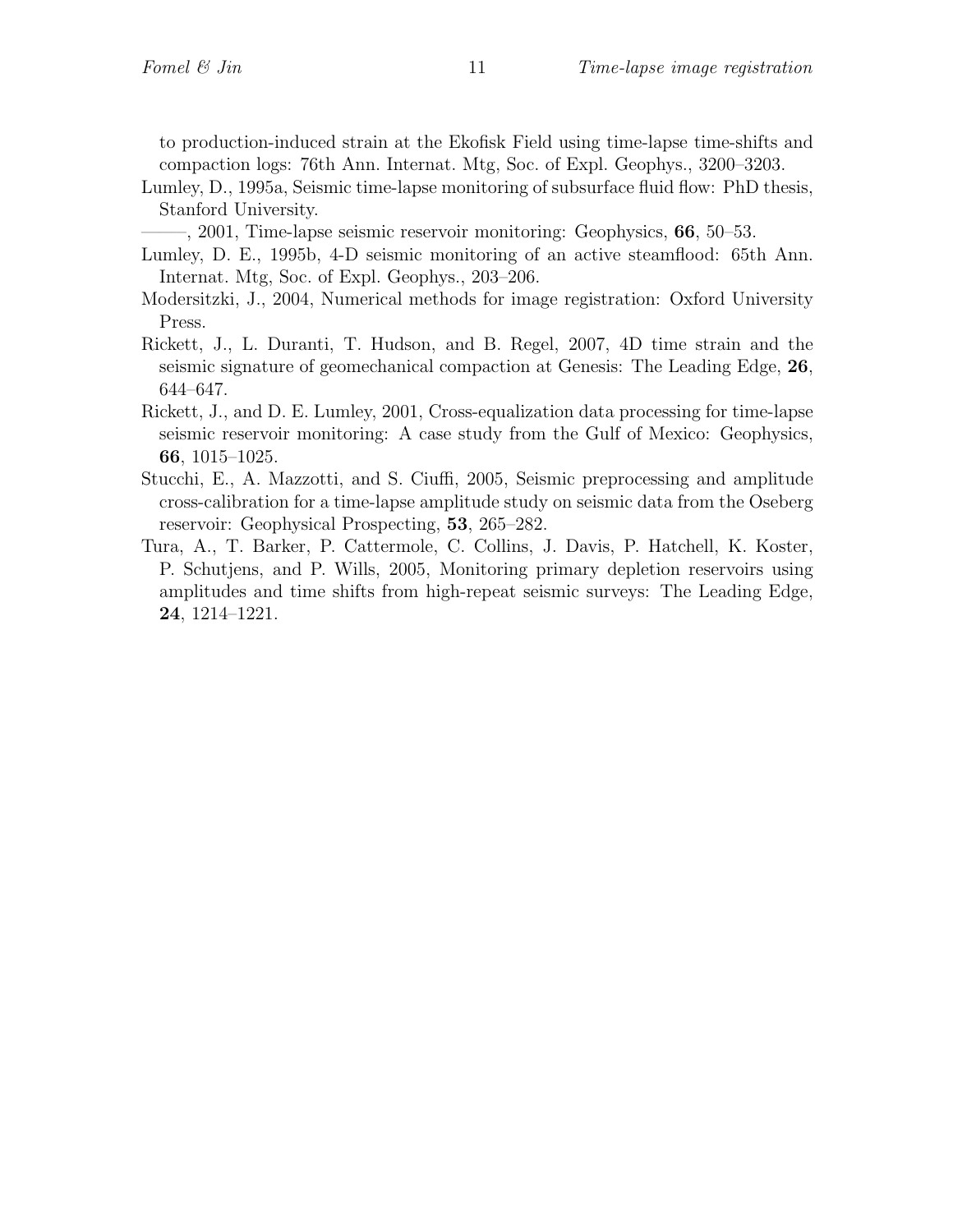to production-induced strain at the Ekofisk Field using time-lapse time-shifts and compaction logs: 76th Ann. Internat. Mtg, Soc. of Expl. Geophys., 3200–3203.

Lumley, D., 1995a, Seismic time-lapse monitoring of subsurface fluid flow: PhD thesis, Stanford University.

———, 2001, Time-lapse seismic reservoir monitoring: Geophysics, **66**, 50–53.

Lumley, D. E., 1995b, 4-D seismic monitoring of an active steamflood: 65th Ann. Internat. Mtg, Soc. of Expl. Geophys., 203–206.

Modersitzki, J., 2004, Numerical methods for image registration: Oxford University Press.

Rickett, J., L. Duranti, T. Hudson, and B. Regel, 2007, 4D time strain and the seismic signature of geomechanical compaction at Genesis: The Leading Edge, **26**, 644–647.

Rickett, J., and D. E. Lumley, 2001, Cross-equalization data processing for time-lapse seismic reservoir monitoring: A case study from the Gulf of Mexico: Geophysics, **66**, 1015–1025.

Stucchi, E., A. Mazzotti, and S. Ciuffi, 2005, Seismic preprocessing and amplitude cross-calibration for a time-lapse amplitude study on seismic data from the Oseberg reservoir: Geophysical Prospecting, **53**, 265–282.

Tura, A., T. Barker, P. Cattermole, C. Collins, J. Davis, P. Hatchell, K. Koster, P. Schutjens, and P. Wills, 2005, Monitoring primary depletion reservoirs using amplitudes and time shifts from high-repeat seismic surveys: The Leading Edge, **24**, 1214–1221.